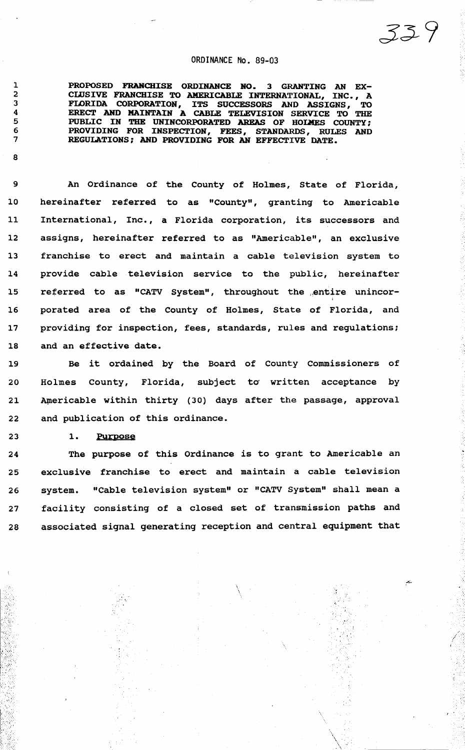# ORDINANCE No. 89-03

**PROPOSED FRANCHISE ORDINANCE NO. 3 GRANTING AN EXCLUSIVE FRANCHISE TO AMERICABLE INTERNATIONAL, INC., A FLORIDA CORPORATION, ITS SUCCESSORS AND ASSIGNS, TO ERECT AND MAINTAIN A CABLE TELEVISION SERVICE TO THE PUBLIC IN THE UNINCORPORATED AREAS OF HOLMES COUNTY; PROVIDING FOR INSPECTION, FEES, STANDARDS, RULES AND REGULATIONS; AND PROVIDING FOR AN EFFECTIVE DATE.**

An Ordinance of the County of Holmes, State of Florida, hereinafter referred to as "County", granting to Americable International, Inc., a Florida corporation, its successors and assigns, hereinafter referred to as "Americable", an exclusive franchise to erect and maintain a cable television system to provide cable television service to the public, hereinafter referred to as "CATV System", throughout the entire unincorporated area of the County of Holmes, State of Florida, and providing for inspection, fees, standards, rules and regulations; and an effective date.

Be it ordained by the Board of County Commissioners of Holmes County, Florida, subject to written acceptance by Americable within thirty (30) days after the passage, approval and publication of this ordinance.

1. Purpose

The purpose of this Ordinance is to grant to Americable an exclusive franchise to erect and maintain a cable television system. "Cable television system" or "CATV System" shall mean a facility consisting of a closed set of transmission paths and associated signal generating reception and central equipment that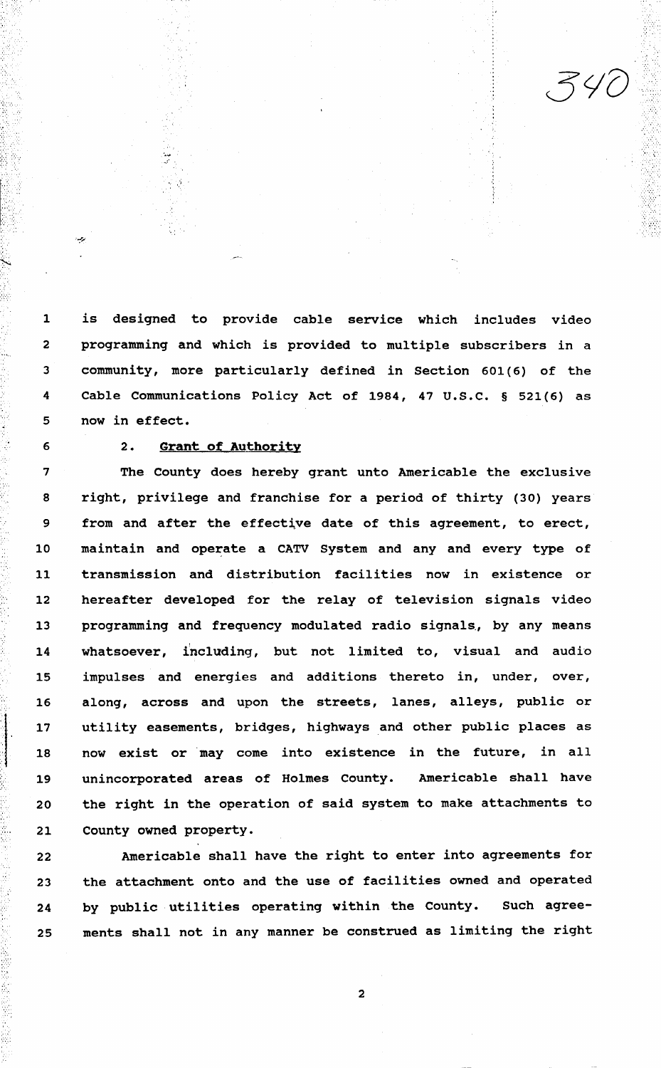is designed to provide cable service which includes video programming and which is provided to multiple subscribers in a community, more particularly defined in Section 601(6) of the Cable Communications Policy Act of 1984, 47 U.S.C. § 521(6) as now in effect.

2. **Grant of Authority**

The County does hereby grant unto Americable the exclusive right, privilege and franchise for a period of thirty (30) years from and after the effective date of this agreement, to erect, maintain and operate a CATV System and any and every type of transmission and distribution facilities now in existence or hereafter developed for the relay of television signals video programming and frequency modulated radio signals, by any means whatsoever, including, but not limited to, visual and audio impulses and energies and additions thereto in, under, over, along, across and upon the streets, lanes, alleys, public or utility easements, bridges, highways and other public places as now exist or may come into existence in the future, in all unincorporated areas of Holmes County. Americable shall have the right in the operation of said system to make attachments to County owned property.

Americable shall have the right to enter into agreements for the attachment onto and the use of facilities owned and operated by public utilities operating within the County. Such agreements shall not in any manner be construed as limiting the right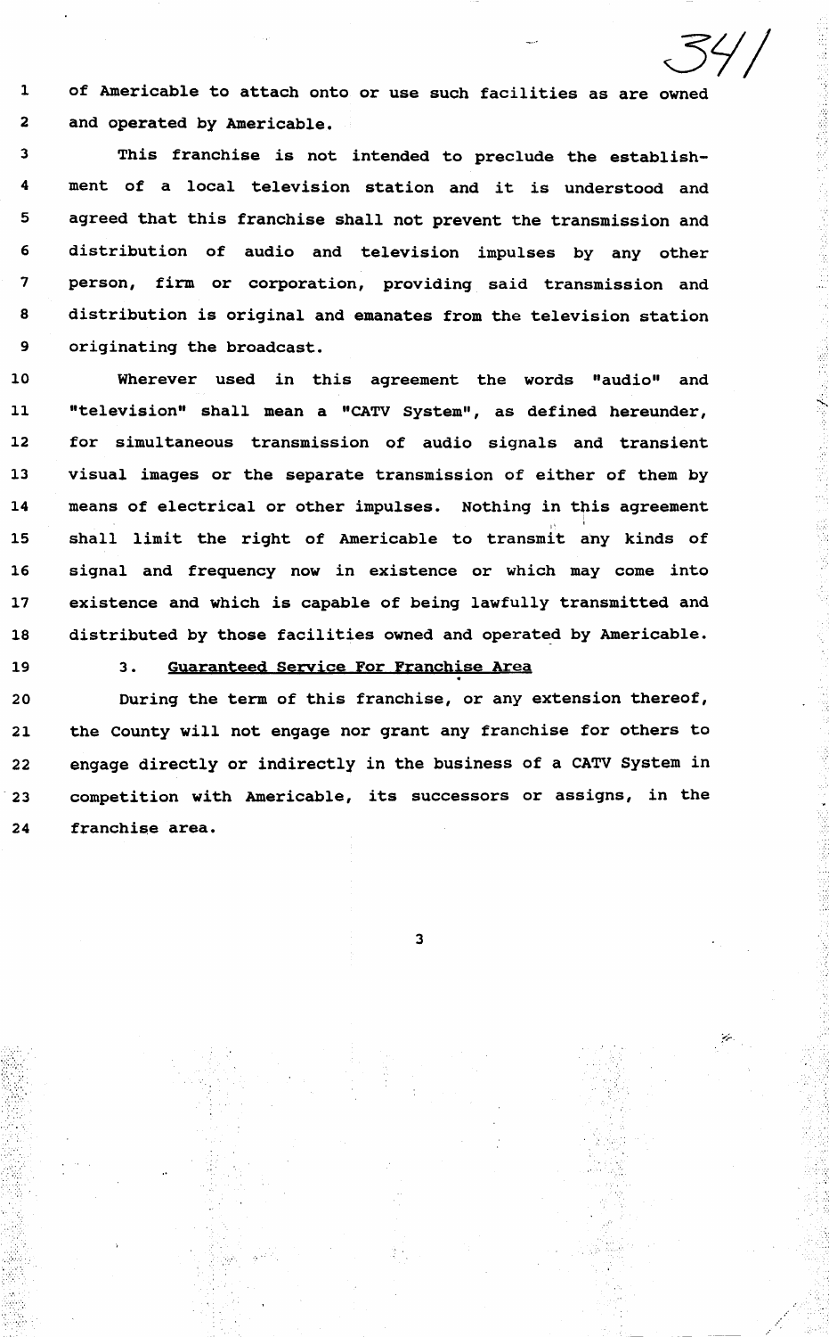of Americable to attach onto or use such facilities as are owned and operated by Americable.

This franchise is not intended to preclude the establishment of a local television station and it is understood and agreed that this franchise shall not prevent the transmission and distribution of audio and television impulses by any other person, firm or corporation, providing said transmission and distribution is original and emanates from the television station originating the broadcast.

Wherever used in this agreement the words "audio" and "television" shall mean a "CATV System", as defined hereunder, for simultaneous transmission of audio signals and transient visual images or the separate transmission of either of them by means of electrical or other impulses. Nothing in this agreement shall limit the right of Americable to transmit any kinds of signal and frequency now in existence or which may come into existence and which is capable of being lawfully transmitted and distributed by those facilities owned and operated by Americable.

3. <u>Guaranteed Service For Franchise Area</u>

During the term of this franchise, or any extension thereof, the County will not engage nor grant any franchise for others to engage directly or indirectly in the business of a CATV System in competition with Americable, its successors or assigns, in the franchise area.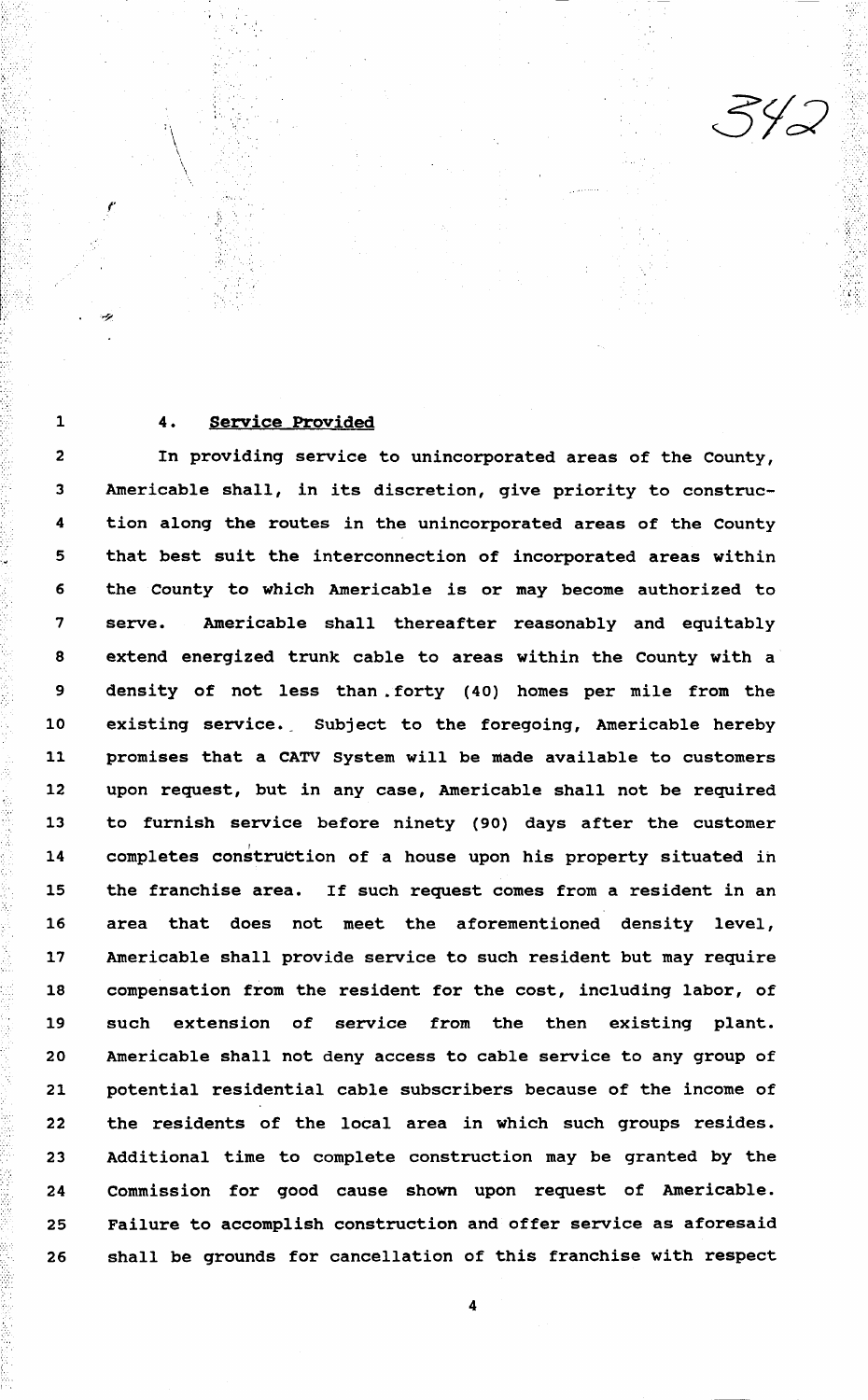4. **Service Provided**

In providing service to unincorporated areas of the County, Americable shall, in its discretion, give priority to construction along the routes in the unincorporated areas of the County that best suit the interconnection of incorporated areas within the County to which Americable is or may become authorized to serve. Americable shall thereafter reasonably and equitably extend energized trunk cable to areas within the County with a density of not less than forty (40) homes per mile from the existing service. Subject to the foregoing, Americable hereby promises that a CATV System will be made available to customers upon request, but in any case, Americable shall not be required to furnish service before ninety (90) days after the customer completes construction of a house upon his property situated in the franchise area. If such request comes from a resident in an area that does not meet the aforementioned density level, Americable shall provide service to such resident but may require compensation from the resident for the cost, including labor, of such extension of service from the then existing plant. Americable shall not deny access to cable service to any group of potential residential cable subscribers because of the income of the residents of the local area in which such groups resides. Additional time to complete construction may be granted by the Commission for good cause shown upon request of Americable. Failure to accomplish construction and offer service as aforesaid shall be grounds for cancellation of this franchise with respect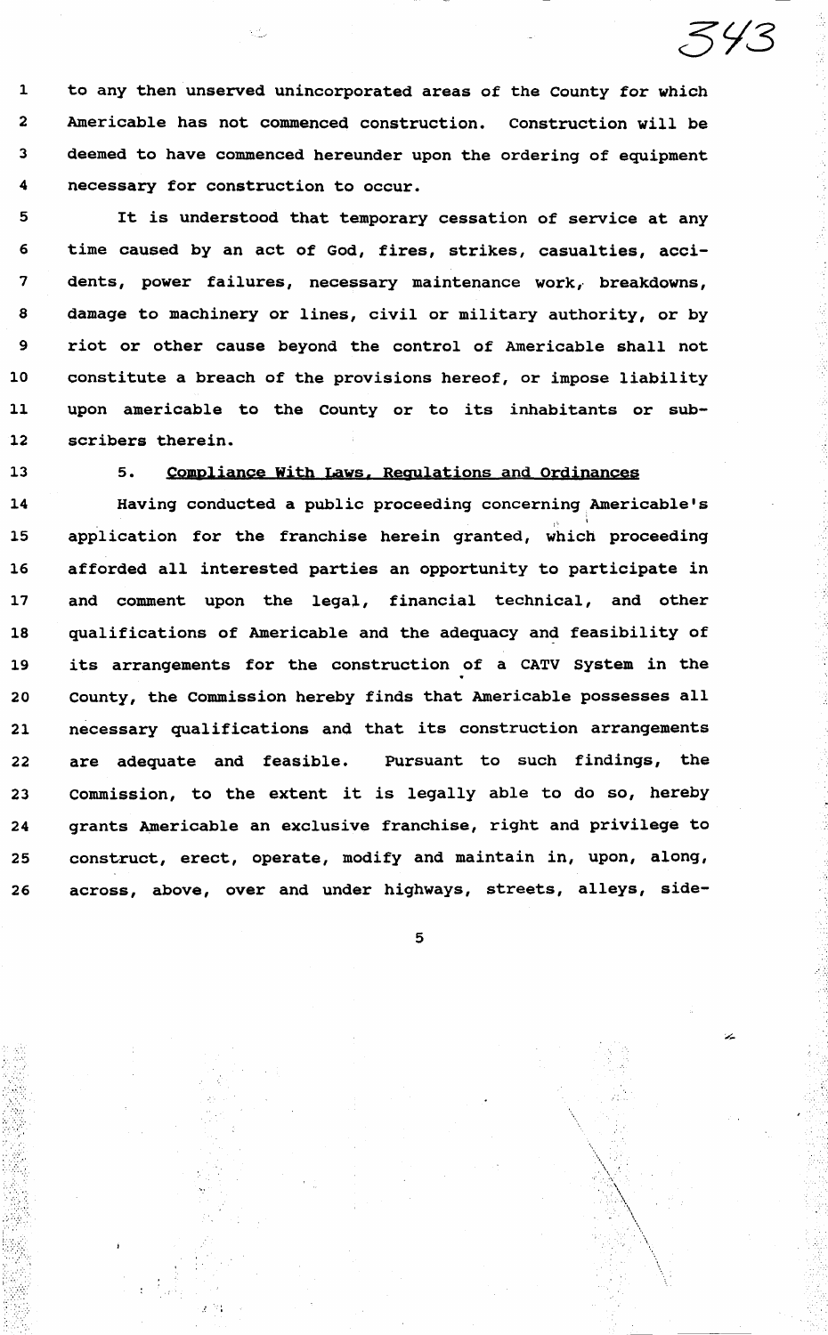to any then unserved unincorporated areas of the County for which Americable has not commenced construction. Construction will be deemed to have commenced hereunder upon the ordering of equipment necessary for construction to occur.

It is understood that temporary cessation of service at any time caused by an act of God, fires, strikes, casualties, accidents, power failures, necessary maintenance work, breakdowns, damage to machinery or lines, civil or military authority, or by riot or other cause beyond the control of Americable shall not constitute a breach of the provisions hereof, or impose liability upon americable to the County or to its inhabitants or subscribers therein.

5. <u>Compliance With Laws, Regulations and Ordinances</u>

Having conducted a public proceeding concerning Americable's application for the franchise herein granted, which proceeding afforded all interested parties an opportunity to participate in and comment upon the legal, financial technical, and other qualifications of Americable and the adequacy and feasibility of its arrangements for the construction of a CATV System in the County, the Commission hereby finds that Americable possesses all necessary qualifications and that its construction arrangements are adequate and feasible. Pursuant to such findings, the Commission, to the extent it is legally able to do so, hereby grants Americable an exclusive franchise, right and privilege to construct, erect, operate, modify and maintain in, upon, along, across, above, over and under highways, streets, alleys, side-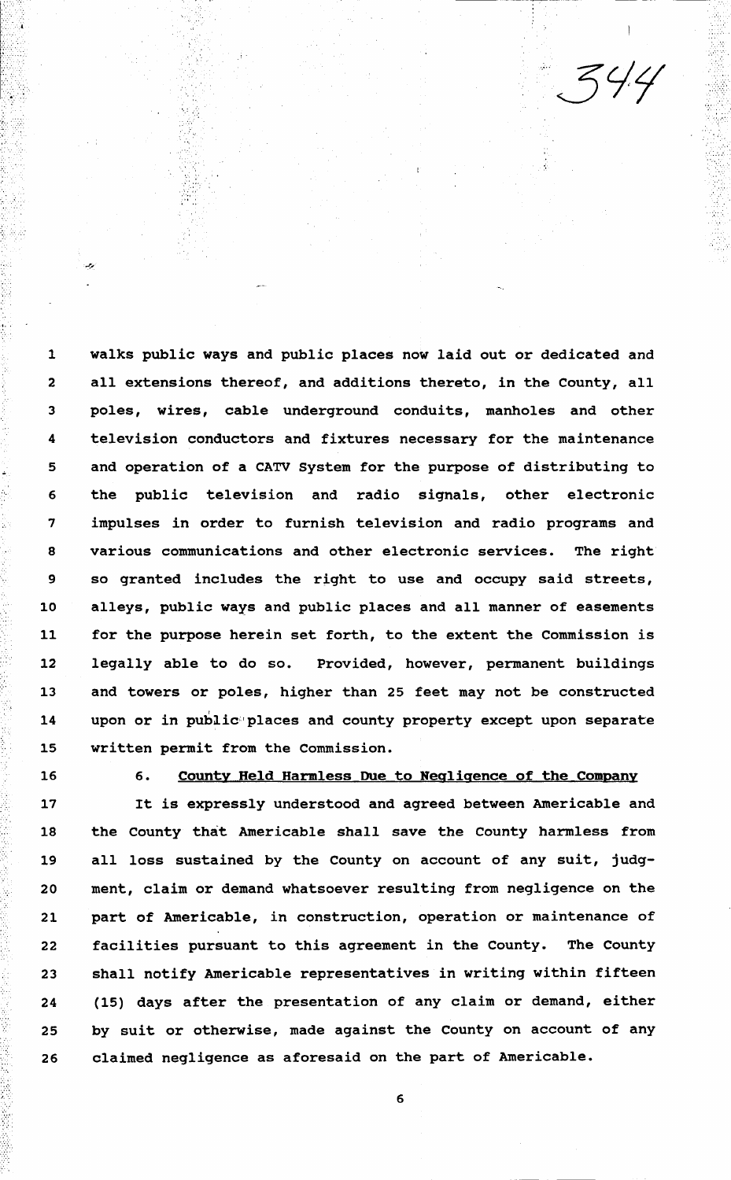walks public ways and public places now laid out or dedicated and all extensions thereof, and additions thereto, in the County, all poles, wires, cable underground conduits, manholes and other television conductors and fixtures necessary for the maintenance and operation of a CATV System for the purpose of distributing to the public television and radio signals, other electronic impulses in order to furnish television and radio programs and various communications and other electronic services. The right so granted includes the right to use and occupy said streets, alleys, public ways and public places and all manner of easements for the purpose herein set forth, to the extent the Commission is legally able to do so. Provided, however, permanent buildings and towers or poles, higher than 25 feet may not be constructed upon or in public places and county property except upon separate written permit from the Commission.

6. <u>County Held Harmless Due to Negligence of the Company</u>

It is expressly understood and agreed between Americable and the County that Americable shall save the County harmless from all loss sustained by the County on account of any suit, judgment, claim or demand whatsoever resulting from negligence on the part of Americable, in construction, operation or maintenance of facilities pursuant to this agreement in the County. The County shall notify Americable representatives in writing within fifteen (15) days after the presentation of any claim or demand, either by suit or otherwise, made against the County on account of any claimed negligence as aforesaid on the part of Americable.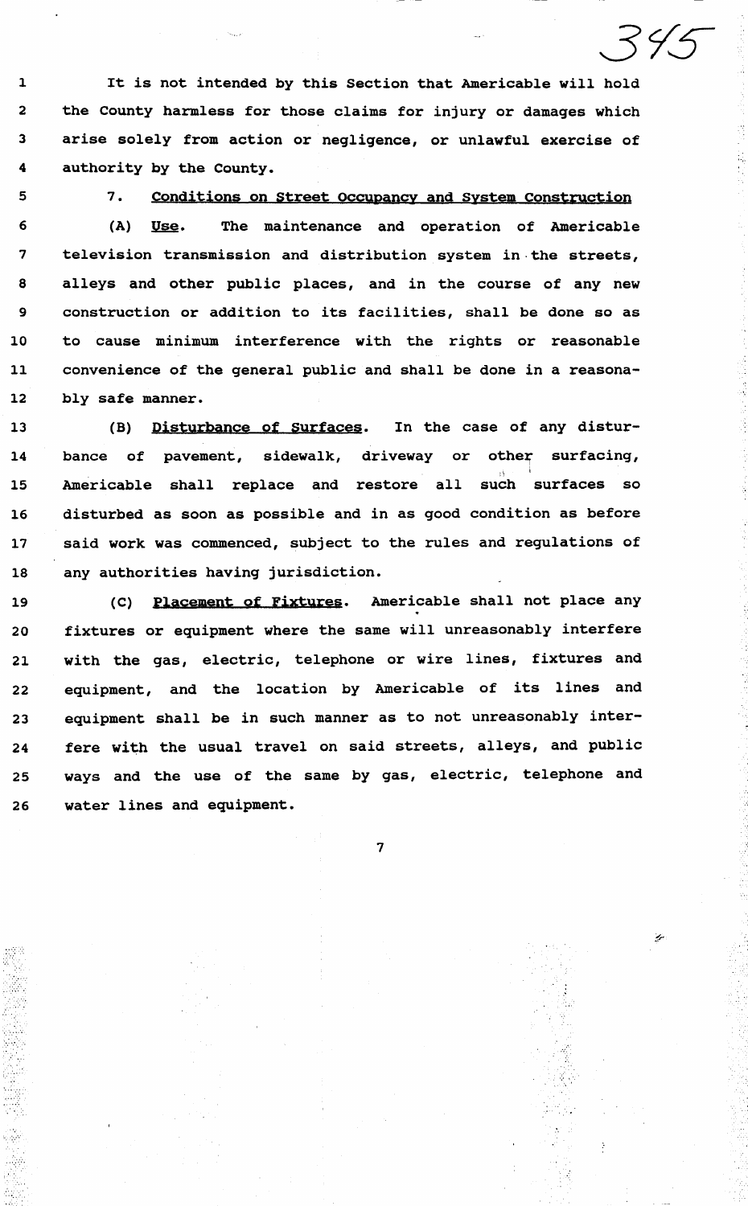It is not intended by this Section that Americable will hold the County harmless for those claims for injury or damages which arise solely from action or negligence, or unlawful exercise of authority by the County.

7. <u>Conditions on Street Occupancy and System Construction</u>

(A) <u>Use</u>. The maintenance and operation of Americable television transmission and distribution system in the streets, alleys and other public places, and in the course of any new construction or addition to its facilities, shall be done so as to cause minimum interference with the rights or reasonable convenience of the general public and shall be done in a reasonably safe manner.

(B) <u>Disturbance of Surfaces</u>. In the case of any disturbance of pavement, sidewalk, driveway or other surfacing, Americable shall replace and restore all such surfaces so disturbed as soon as possible and in as good condition as before said work was commenced, subject to the rules and regulations of any authorities having jurisdiction.

(C) <u>Placement of Fixtures</u>. Americable shall not place any fixtures or equipment where the same will unreasonably interfere with the gas, electric, telephone or wire lines, fixtures and equipment, and the location by Americable of its lines and equipment shall be in such manner as to not unreasonably interfere with the usual travel on said streets, alleys, and public ways and the use of the same by gas, electric, telephone and water lines and equipment.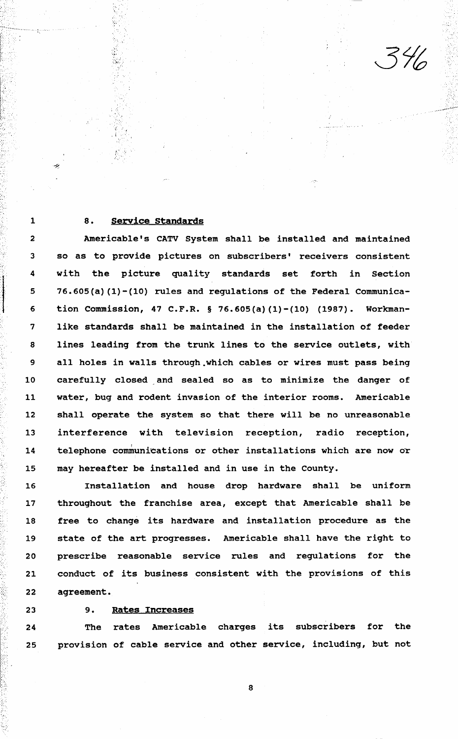## 8. Service Standards

Americable's CATV System shall be installed and maintained so as to provide pictures on subscribers' receivers consistent with the picture quality standards set forth in Section 76.605(a)(1)-(10) rules and regulations of the Federal Communication Commission, 47 C.F.R. § 76.605(a)(1)-(10) (1987). Workman-like standards shall be maintained in the installation of feeder lines leading from the trunk lines to the service outlets, with all holes in walls through which cables or wires must pass being carefully closed and sealed so as to minimize the danger of water, bug and rodent invasion of the interior rooms. Americable shall operate the system so that there will be no unreasonable interference with television reception, radio reception, telephone communications or other installations which are now or may hereafter be installed and in use in the County.

Installation and house drop hardware shall be uniform throughout the franchise area, except that Americable shall be free to change its hardware and installation procedure as the state of the art progresses. Americable shall have the right to prescribe reasonable service rules and regulations for the conduct of its business consistent with the provisions of this agreement.

## 9. Rates Increases

The rates Americable charges its subscribers for the provision of cable service and other service, including, but not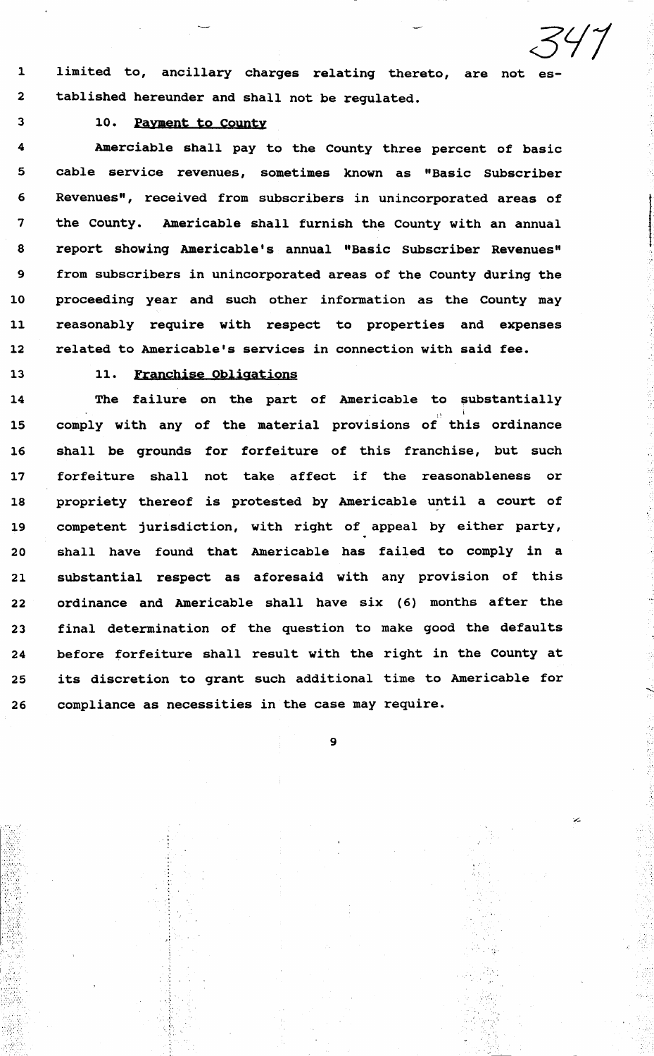limited to, ancillary charges relating thereto, are not established hereunder and shall not be regulated.

10. Payment to County

Amerciable shall pay to the County three percent of basic cable service revenues, sometimes known as "Basic Subscriber Revenues", received from subscribers in unincorporated areas of the County. Americable shall furnish the County with an annual report showing Americable's annual "Basic Subscriber Revenues" from subscribers in unincorporated areas of the County during the proceeding year and such other information as the County may reasonably require with respect to properties and expenses related to Americable's services in connection with said fee.

11. Franchise Obligations

The failure on the part of Americable to substantially comply with any of the material provisions of this ordinance shall be grounds for forfeiture of this franchise, but such forfeiture shall not take affect if the reasonableness or propriety thereof is protested by Americable until a court of competent jurisdiction, with right of appeal by either party, shall have found that Americable has failed to comply in a substantial respect as aforesaid with any provision of this ordinance and Americable shall have six (6) months after the final determination of the question to make good the defaults before forfeiture shall result with the right in the County at its discretion to grant such additional time to Americable for compliance as necessities in the case may require.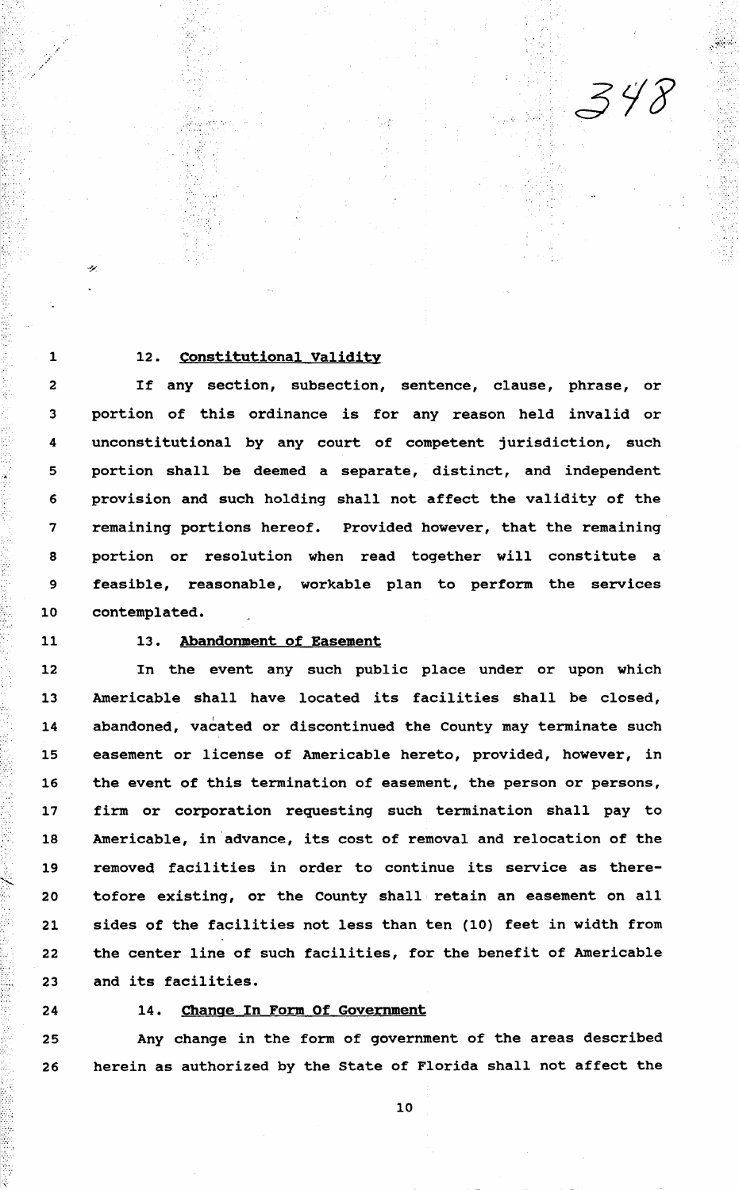12. **Constitutional Validity**

If any section, subsection, sentence, clause, phrase, or portion of this ordinance is for any reason held invalid or unconstitutional by any court of competent jurisdiction, such portion shall be deemed a separate, distinct, and independent provision and such holding shall not affect the validity of the remaining portions hereof. Provided however, that the remaining portion or resolution when read together will constitute a feasible, reasonable, workable plan to perform the services contemplated.

13. **Abandonment of Easement**

In the event any such public place under or upon which Americable shall have located its facilities shall be closed, abandoned, vacated or discontinued the County may terminate such easement or license of Americable hereto, provided, however, in the event of this termination of easement, the person or persons, firm or corporation requesting such termination shall pay to Americable, in advance, its cost of removal and relocation of the removed facilities in order to continue its service as theretofore existing, or the County shall retain an easement on all sides of the facilities not less than ten (10) feet in width from the center line of such facilities, for the benefit of Americable and its facilities.

14. **Change In Form Of Government**

Any change in the form of government of the areas described herein as authorized by the State of Florida shall not affect the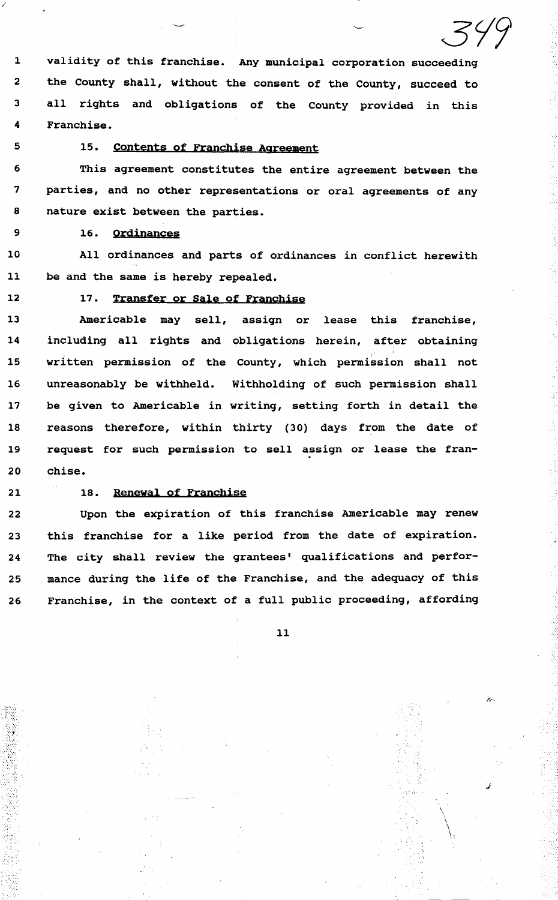validity of this franchise. Any municipal corporation succeeding the County shall, without the consent of the County, succeed to all rights and obligations of the County provided in this Franchise.

15. <u>Contents of Franchise Agreement</u>

This agreement constitutes the entire agreement between the parties, and no other representations or oral agreements of any nature exist between the parties.

16. <u>Ordinances</u>

All ordinances and parts of ordinances in conflict herewith be and the same is hereby repealed.

17. <u>Transfer or Sale of Franchise</u>

Americable may sell, assign or lease this franchise, including all rights and obligations herein, after obtaining written permission of the County, which permission shall not unreasonably be withheld. Withholding of such permission shall be given to Americable in writing, setting forth in detail the reasons therefore, within thirty (30) days from the date of request for such permission to sell assign or lease the franchise.

18. <u>Renewal of Franchise</u>

Upon the expiration of this franchise Americable may renew this franchise for a like period from the date of expiration. The city shall review the grantees' qualifications and performance during the life of the Franchise, and the adequacy of this Franchise, in the context of a full public proceeding, affording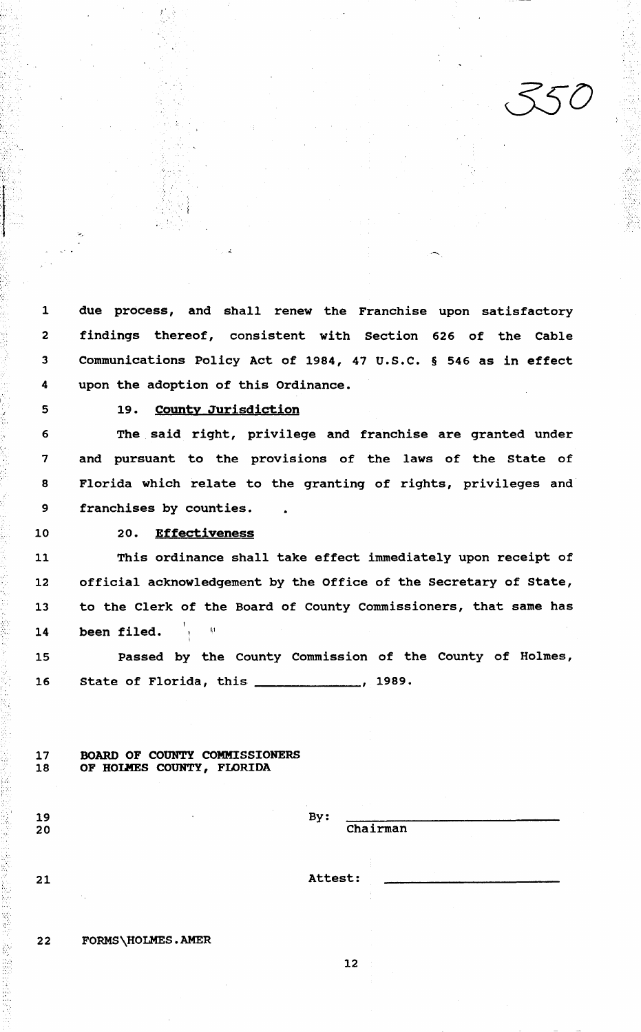due process, and shall renew the Franchise upon satisfactory findings thereof, consistent with Section 626 of the Cable Communications Policy Act of 1984, 47 U.S.C. § 546 as in effect upon the adoption of this Ordinance.

19. **County Jurisdiction**

The said right, privilege and franchise are granted under and pursuant to the provisions of the laws of the State of Florida which relate to the granting of rights, privileges and franchises by counties.

20. **Effectiveness**

This ordinance shall take effect immediately upon receipt of official acknowledgement by the Office of the Secretary of State, to the Clerk of the Board of County Commissioners, that same has been filed.

Passed by the County Commission of the County of Holmes, State of Florida, this \_\_\_\_\_\_\_\_\_\_\_\_\_\_, 1989.

BOARD OF COUNTY COMMISSIONERS
OF HOLMES COUNTY, FLORIDA

By: \_\_\_\_\_\_\_\_\_\_\_\_\_\_\_\_\_\_\_\_\_\_\_\_\_\_
Chairman

Attest: \_\_\_\_\_\_\_\_\_\_\_\_\_\_\_\_\_\_\_\_\_\_\_\_

FORMS\HOLMES.AMER